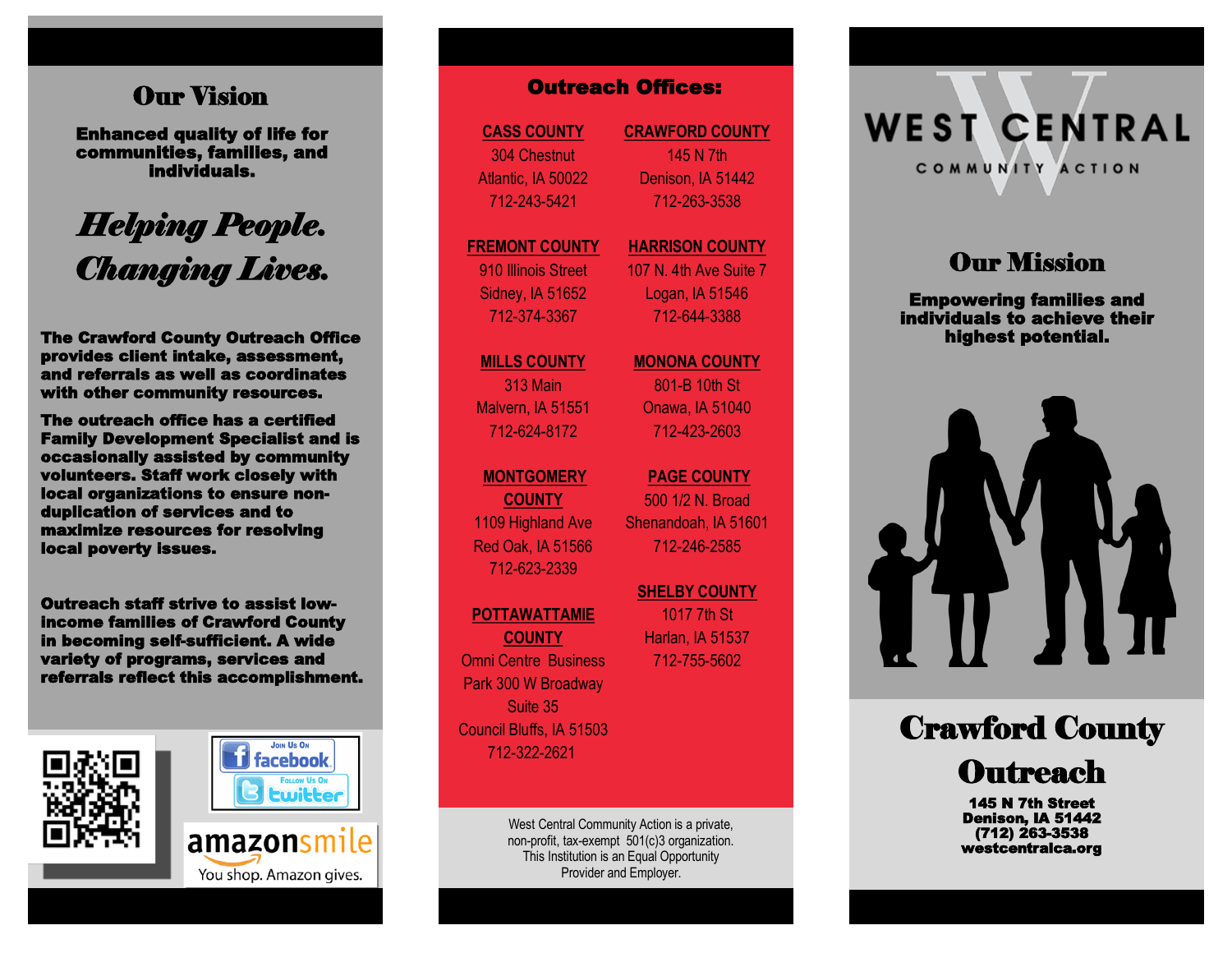## Our Vision

**Enhanced quality of life for communities, families, and individuals.**

# *Helping People. Changing Lives.*

**The Crawford County Outreach Office provides client intake, assessment, and referrals as well as coordinates with other community resources.**

**The outreach office has a certified Family Development Specialist and is occasionally assisted by community volunteers. Staff work closely with local organizations to ensure non-duplication of services and to maximize resources for resolving local poverty issues.**

**Outreach staff strive to assist low-income families of Crawford County in becoming self-sufficient. A wide variety of programs, services and referrals reflect this accomplishment.**

Join Us On facebook

Follow Us On twitter

amazonsmile

You shop. Amazon gives.

## Outreach Offices:

**CASS COUNTY**
304 Chestnut
Atlantic, IA 50022
712-243-5421

**CRAWFORD COUNTY**
145 N 7th
Denison, IA 51442
712-263-3538

**FREMONT COUNTY**
910 Illinois Street
Sidney, IA 51652
712-374-3367

**HARRISON COUNTY**
107 N. 4th Ave Suite 7
Logan, IA 51546
712-644-3388

**MILLS COUNTY**
313 Main
Malvern, IA 51551
712-624-8172

**MONONA COUNTY**
801-B 10th St
Onawa, IA 51040
712-423-2603

**MONTGOMERY COUNTY**
1109 Highland Ave
Red Oak, IA 51566
712-623-2339

**PAGE COUNTY**
500 1/2 N. Broad
Shenandoah, IA 51601
712-246-2585

**POTTAWATTAMIE COUNTY**
Omni Centre Business Park 300 W Broadway
Suite 35
Council Bluffs, IA 51503
712-322-2621

**SHELBY COUNTY**
1017 7th St
Harlan, IA 51537
712-755-5602

West Central Community Action is a private, non-profit, tax-exempt 501(c)3 organization. This Institution is an Equal Opportunity Provider and Employer.

WEST CENTRAL
COMMUNITY ACTION

## Our Mission

**Empowering families and individuals to achieve their highest potential.**

# Crawford County Outreach

**145 N 7th Street**
**Denison, IA 51442**
**(712) 263-3538**
**westcentralca.org**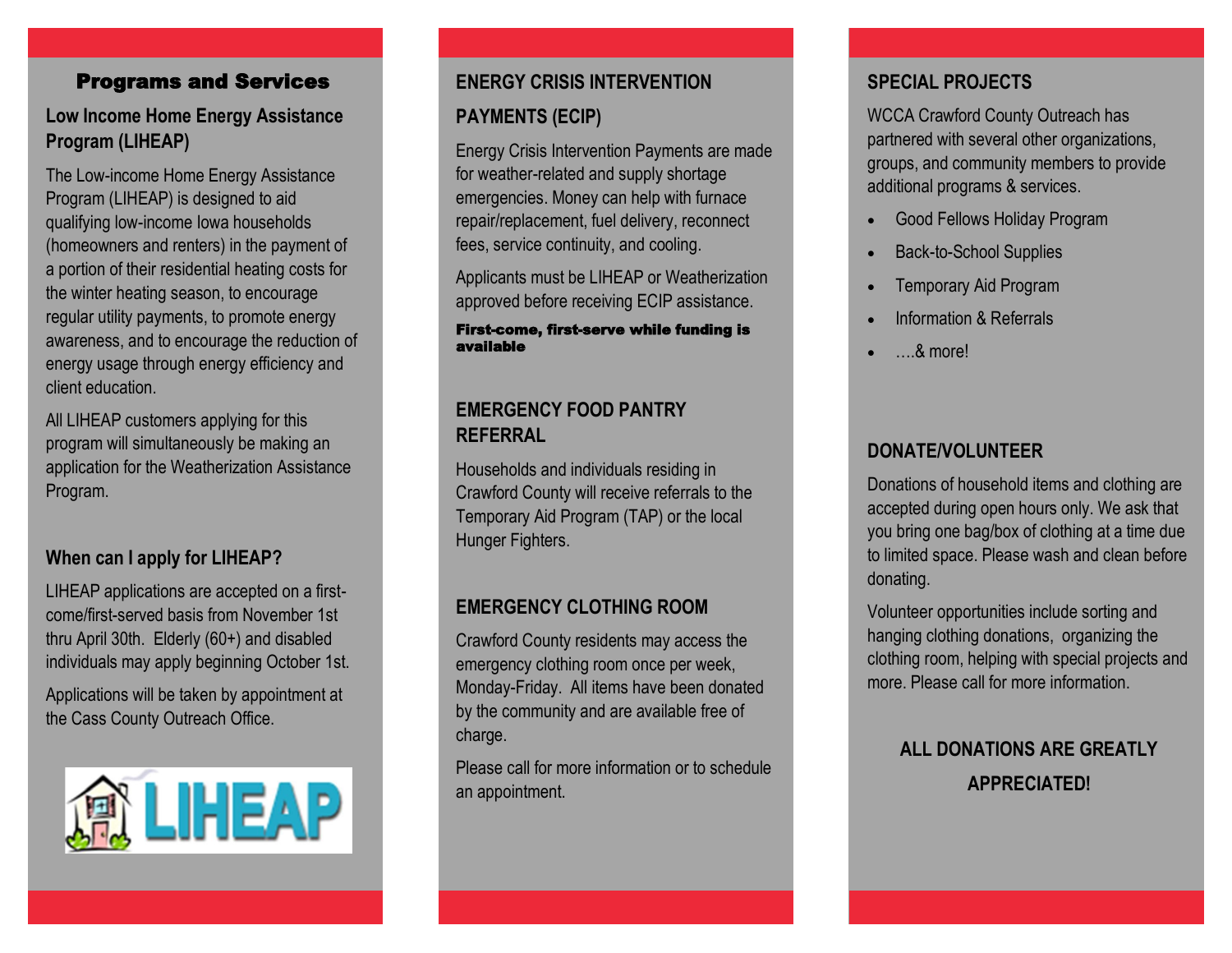## Programs and Services

### Low Income Home Energy Assistance Program (LIHEAP)

The Low-income Home Energy Assistance Program (LIHEAP) is designed to aid qualifying low-income Iowa households (homeowners and renters) in the payment of a portion of their residential heating costs for the winter heating season, to encourage regular utility payments, to promote energy awareness, and to encourage the reduction of energy usage through energy efficiency and client education.

All LIHEAP customers applying for this program will simultaneously be making an application for the Weatherization Assistance Program.

### When can I apply for LIHEAP?

LIHEAP applications are accepted on a first-come/first-served basis from November 1st thru April 30th. Elderly (60+) and disabled individuals may apply beginning October 1st.

Applications will be taken by appointment at the Cass County Outreach Office.

LIHEAP

### ENERGY CRISIS INTERVENTION PAYMENTS (ECIP)

Energy Crisis Intervention Payments are made for weather-related and supply shortage emergencies. Money can help with furnace repair/replacement, fuel delivery, reconnect fees, service continuity, and cooling.

Applicants must be LIHEAP or Weatherization approved before receiving ECIP assistance.

**First-come, first-serve while funding is available**

### EMERGENCY FOOD PANTRY REFERRAL

Households and individuals residing in Crawford County will receive referrals to the Temporary Aid Program (TAP) or the local Hunger Fighters.

### EMERGENCY CLOTHING ROOM

Crawford County residents may access the emergency clothing room once per week, Monday-Friday. All items have been donated by the community and are available free of charge.

Please call for more information or to schedule an appointment.

### SPECIAL PROJECTS

WCCA Crawford County Outreach has partnered with several other organizations, groups, and community members to provide additional programs & services.

- Good Fellows Holiday Program
- Back-to-School Supplies
- Temporary Aid Program
- Information & Referrals
- ….& more!

### DONATE/VOLUNTEER

Donations of household items and clothing are accepted during open hours only. We ask that you bring one bag/box of clothing at a time due to limited space. Please wash and clean before donating.

Volunteer opportunities include sorting and hanging clothing donations, organizing the clothing room, helping with special projects and more. Please call for more information.

**ALL DONATIONS ARE GREATLY APPRECIATED!**